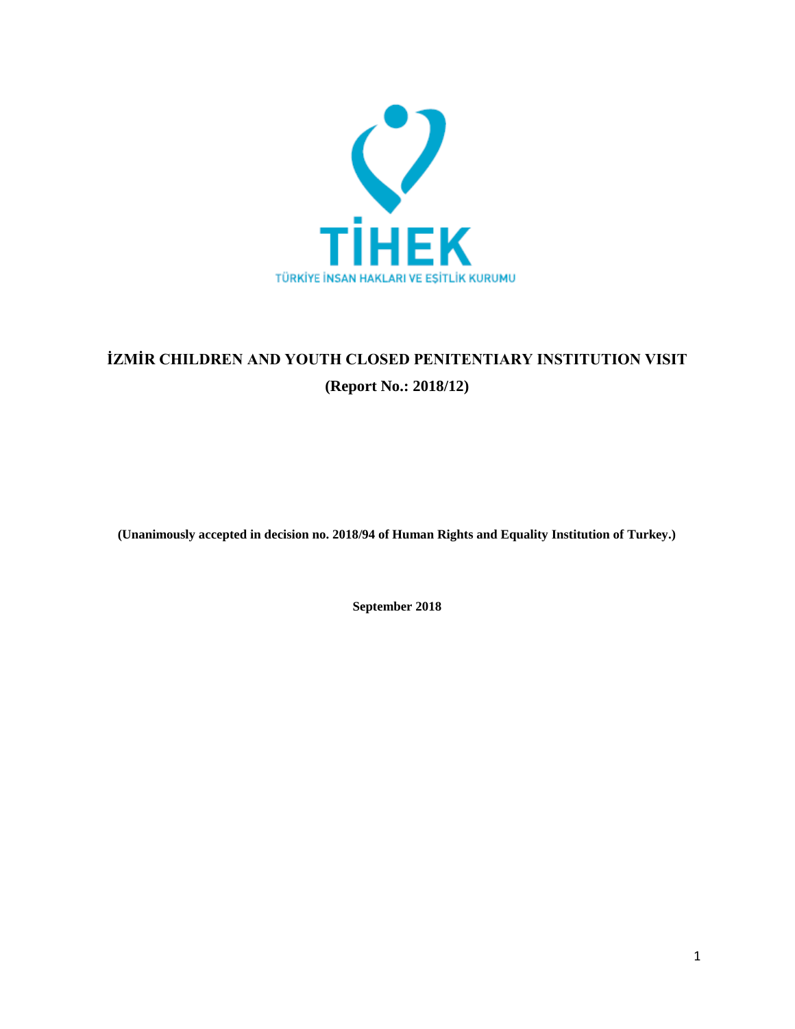TİHEK

TÜRKİYE İNSAN HAKLARI VE EŞİTLİK KURUMU

# İZMİR CHILDREN AND YOUTH CLOSED PENITENTIARY INSTITUTION VISIT

## (Report No.: 2018/12)

**(Unanimously accepted in decision no. 2018/94 of Human Rights and Equality Institution of Turkey.)**

**September 2018**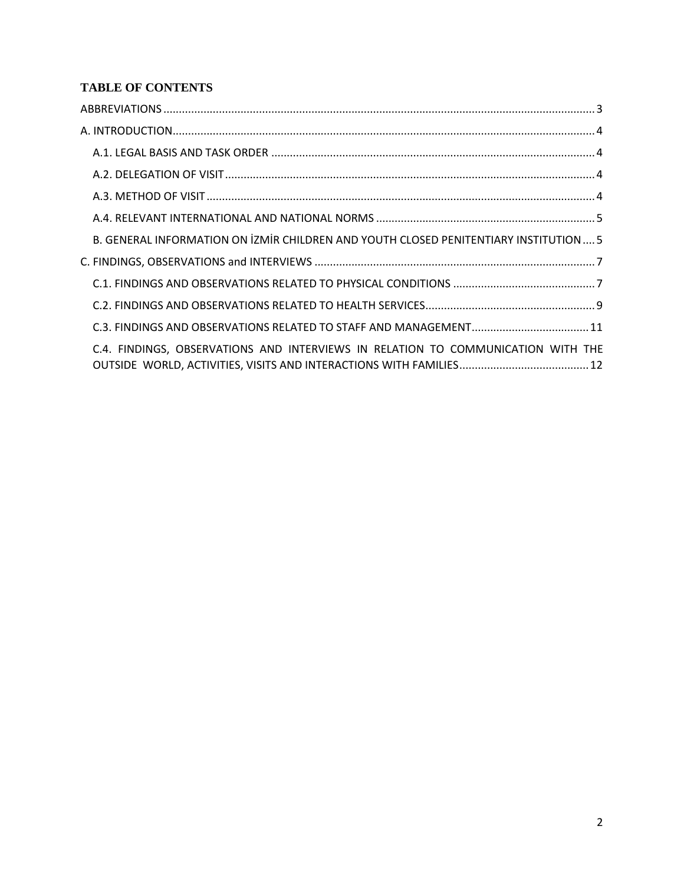# TABLE OF CONTENTS

ABBREVIATIONS ........ 3

A. INTRODUCTION ........ 4

- A.1. LEGAL BASIS AND TASK ORDER ........ 4
- A.2. DELEGATION OF VISIT ........ 4
- A.3. METHOD OF VISIT ........ 4
- A.4. RELEVANT INTERNATIONAL AND NATIONAL NORMS ........ 5
- B. GENERAL INFORMATION ON İZMİR CHILDREN AND YOUTH CLOSED PENITENTIARY INSTITUTION ........ 5

C. FINDINGS, OBSERVATIONS and INTERVIEWS ........ 7

- C.1. FINDINGS AND OBSERVATIONS RELATED TO PHYSICAL CONDITIONS ........ 7
- C.2. FINDINGS AND OBSERVATIONS RELATED TO HEALTH SERVICES ........ 9
- C.3. FINDINGS AND OBSERVATIONS RELATED TO STAFF AND MANAGEMENT ........ 11
- C.4. FINDINGS, OBSERVATIONS AND INTERVIEWS IN RELATION TO COMMUNICATION WITH THE OUTSIDE WORLD, ACTIVITIES, VISITS AND INTERACTIONS WITH FAMILIES ........ 12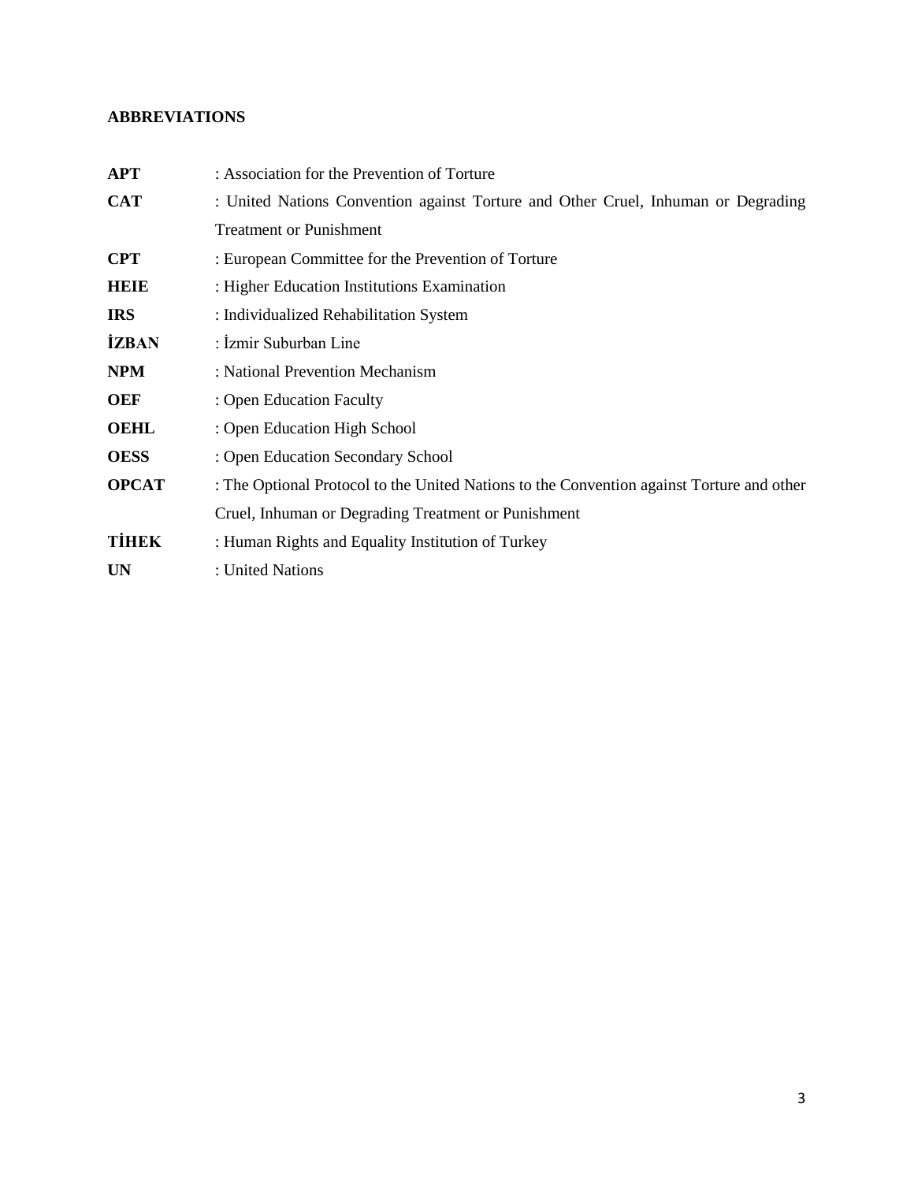## ABBREVIATIONS

**APT** : Association for the Prevention of Torture

**CAT** : United Nations Convention against Torture and Other Cruel, Inhuman or Degrading Treatment or Punishment

**CPT** : European Committee for the Prevention of Torture

**HEIE** : Higher Education Institutions Examination

**IRS** : Individualized Rehabilitation System

**İZBAN** : İzmir Suburban Line

**NPM** : National Prevention Mechanism

**OEF** : Open Education Faculty

**OEHL** : Open Education High School

**OESS** : Open Education Secondary School

**OPCAT** : The Optional Protocol to the United Nations to the Convention against Torture and other Cruel, Inhuman or Degrading Treatment or Punishment

**TİHEK** : Human Rights and Equality Institution of Turkey

**UN** : United Nations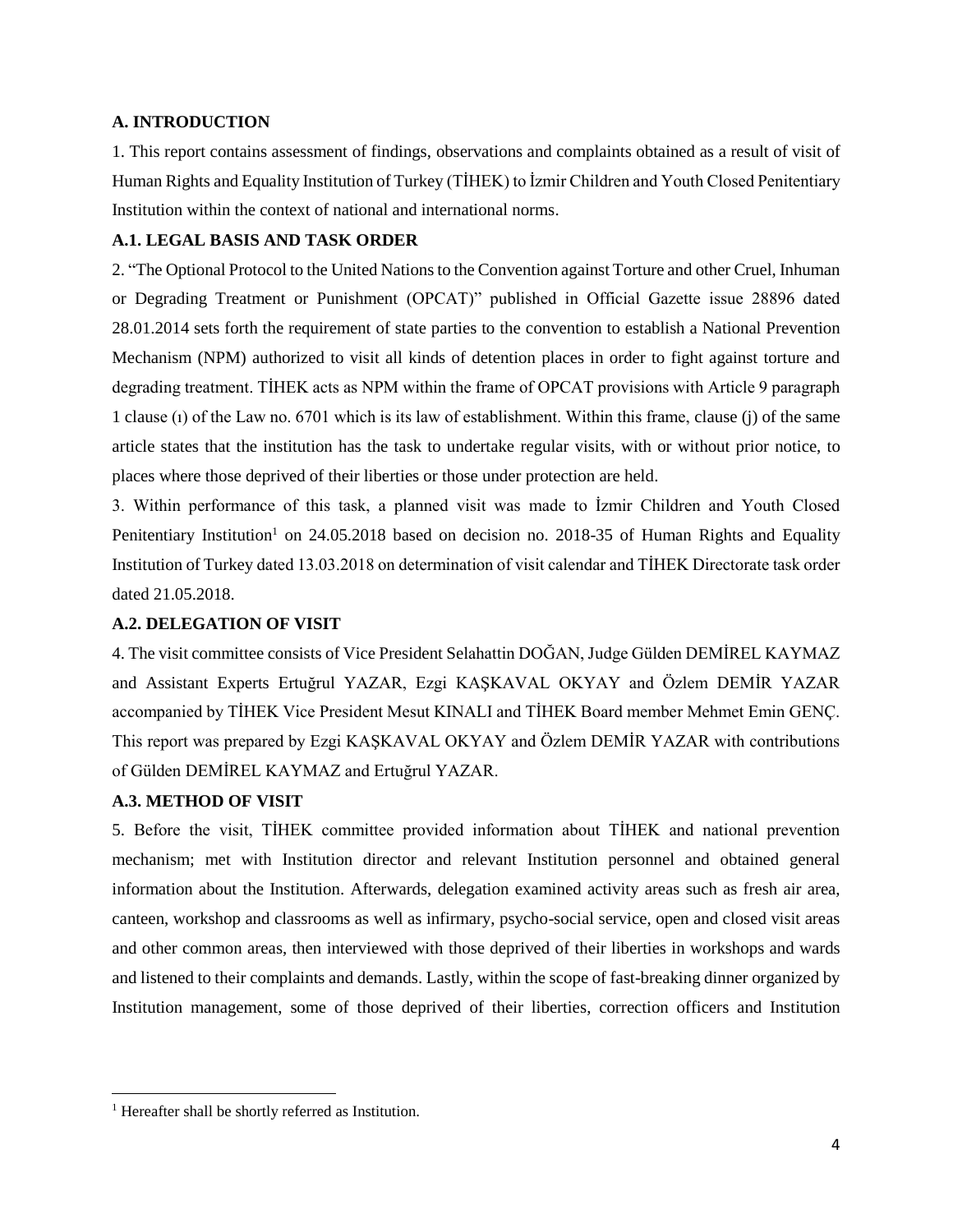## A. INTRODUCTION

1. This report contains assessment of findings, observations and complaints obtained as a result of visit of Human Rights and Equality Institution of Turkey (TİHEK) to İzmir Children and Youth Closed Penitentiary Institution within the context of national and international norms.

### A.1. LEGAL BASIS AND TASK ORDER

2. "The Optional Protocol to the United Nations to the Convention against Torture and other Cruel, Inhuman or Degrading Treatment or Punishment (OPCAT)" published in Official Gazette issue 28896 dated 28.01.2014 sets forth the requirement of state parties to the convention to establish a National Prevention Mechanism (NPM) authorized to visit all kinds of detention places in order to fight against torture and degrading treatment. TİHEK acts as NPM within the frame of OPCAT provisions with Article 9 paragraph 1 clause (ı) of the Law no. 6701 which is its law of establishment. Within this frame, clause (j) of the same article states that the institution has the task to undertake regular visits, with or without prior notice, to places where those deprived of their liberties or those under protection are held.

3. Within performance of this task, a planned visit was made to İzmir Children and Youth Closed Penitentiary Institution[1] on 24.05.2018 based on decision no. 2018-35 of Human Rights and Equality Institution of Turkey dated 13.03.2018 on determination of visit calendar and TİHEK Directorate task order dated 21.05.2018.

### A.2. DELEGATION OF VISIT

4. The visit committee consists of Vice President Selahattin DOĞAN, Judge Gülden DEMİREL KAYMAZ and Assistant Experts Ertuğrul YAZAR, Ezgi KAŞKAVAL OKYAY and Özlem DEMİR YAZAR accompanied by TİHEK Vice President Mesut KINALI and TİHEK Board member Mehmet Emin GENÇ. This report was prepared by Ezgi KAŞKAVAL OKYAY and Özlem DEMİR YAZAR with contributions of Gülden DEMİREL KAYMAZ and Ertuğrul YAZAR.

### A.3. METHOD OF VISIT

5. Before the visit, TİHEK committee provided information about TİHEK and national prevention mechanism; met with Institution director and relevant Institution personnel and obtained general information about the Institution. Afterwards, delegation examined activity areas such as fresh air area, canteen, workshop and classrooms as well as infirmary, psycho-social service, open and closed visit areas and other common areas, then interviewed with those deprived of their liberties in workshops and wards and listened to their complaints and demands. Lastly, within the scope of fast-breaking dinner organized by Institution management, some of those deprived of their liberties, correction officers and Institution

---

[1] Hereafter shall be shortly referred as Institution.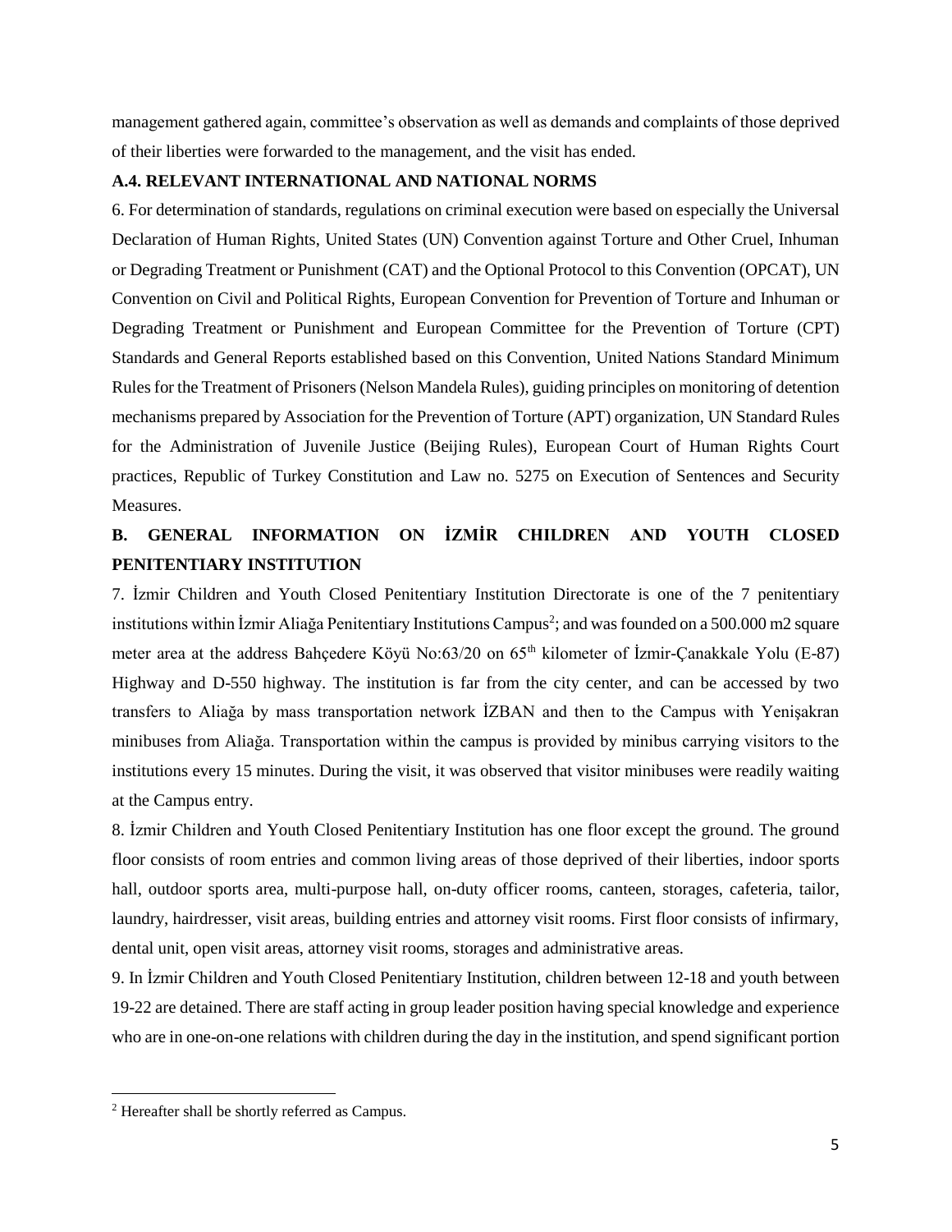management gathered again, committee's observation as well as demands and complaints of those deprived of their liberties were forwarded to the management, and the visit has ended.

### A.4. RELEVANT INTERNATIONAL AND NATIONAL NORMS

6. For determination of standards, regulations on criminal execution were based on especially the Universal Declaration of Human Rights, United States (UN) Convention against Torture and Other Cruel, Inhuman or Degrading Treatment or Punishment (CAT) and the Optional Protocol to this Convention (OPCAT), UN Convention on Civil and Political Rights, European Convention for Prevention of Torture and Inhuman or Degrading Treatment or Punishment and European Committee for the Prevention of Torture (CPT) Standards and General Reports established based on this Convention, United Nations Standard Minimum Rules for the Treatment of Prisoners (Nelson Mandela Rules), guiding principles on monitoring of detention mechanisms prepared by Association for the Prevention of Torture (APT) organization, UN Standard Rules for the Administration of Juvenile Justice (Beijing Rules), European Court of Human Rights Court practices, Republic of Turkey Constitution and Law no. 5275 on Execution of Sentences and Security Measures.

## B. GENERAL INFORMATION ON İZMİR CHILDREN AND YOUTH CLOSED PENITENTIARY INSTITUTION

7. İzmir Children and Youth Closed Penitentiary Institution Directorate is one of the 7 penitentiary institutions within İzmir Aliağa Penitentiary Institutions Campus[2]; and was founded on a 500.000 m2 square meter area at the address Bahçedere Köyü No:63/20 on 65th kilometer of İzmir-Çanakkale Yolu (E-87) Highway and D-550 highway. The institution is far from the city center, and can be accessed by two transfers to Aliağa by mass transportation network İZBAN and then to the Campus with Yenişakran minibuses from Aliağa. Transportation within the campus is provided by minibus carrying visitors to the institutions every 15 minutes. During the visit, it was observed that visitor minibuses were readily waiting at the Campus entry.

8. İzmir Children and Youth Closed Penitentiary Institution has one floor except the ground. The ground floor consists of room entries and common living areas of those deprived of their liberties, indoor sports hall, outdoor sports area, multi-purpose hall, on-duty officer rooms, canteen, storages, cafeteria, tailor, laundry, hairdresser, visit areas, building entries and attorney visit rooms. First floor consists of infirmary, dental unit, open visit areas, attorney visit rooms, storages and administrative areas.

9. In İzmir Children and Youth Closed Penitentiary Institution, children between 12-18 and youth between 19-22 are detained. There are staff acting in group leader position having special knowledge and experience who are in one-on-one relations with children during the day in the institution, and spend significant portion

---

[2] Hereafter shall be shortly referred as Campus.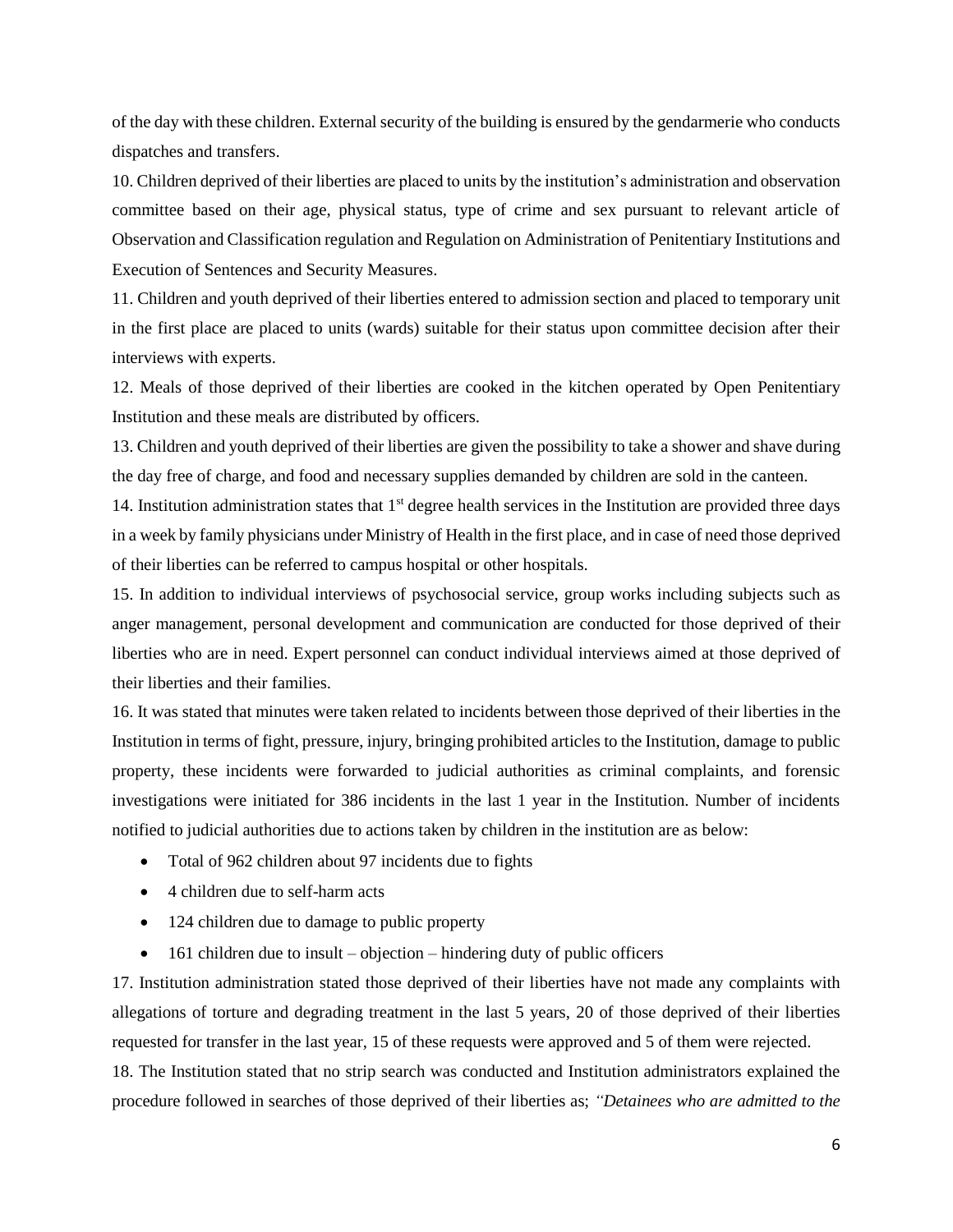of the day with these children. External security of the building is ensured by the gendarmerie who conducts dispatches and transfers.

10. Children deprived of their liberties are placed to units by the institution's administration and observation committee based on their age, physical status, type of crime and sex pursuant to relevant article of Observation and Classification regulation and Regulation on Administration of Penitentiary Institutions and Execution of Sentences and Security Measures.

11. Children and youth deprived of their liberties entered to admission section and placed to temporary unit in the first place are placed to units (wards) suitable for their status upon committee decision after their interviews with experts.

12. Meals of those deprived of their liberties are cooked in the kitchen operated by Open Penitentiary Institution and these meals are distributed by officers.

13. Children and youth deprived of their liberties are given the possibility to take a shower and shave during the day free of charge, and food and necessary supplies demanded by children are sold in the canteen.

14. Institution administration states that 1st degree health services in the Institution are provided three days in a week by family physicians under Ministry of Health in the first place, and in case of need those deprived of their liberties can be referred to campus hospital or other hospitals.

15. In addition to individual interviews of psychosocial service, group works including subjects such as anger management, personal development and communication are conducted for those deprived of their liberties who are in need. Expert personnel can conduct individual interviews aimed at those deprived of their liberties and their families.

16. It was stated that minutes were taken related to incidents between those deprived of their liberties in the Institution in terms of fight, pressure, injury, bringing prohibited articles to the Institution, damage to public property, these incidents were forwarded to judicial authorities as criminal complaints, and forensic investigations were initiated for 386 incidents in the last 1 year in the Institution. Number of incidents notified to judicial authorities due to actions taken by children in the institution are as below:

- Total of 962 children about 97 incidents due to fights
- 4 children due to self-harm acts
- 124 children due to damage to public property
- 161 children due to insult – objection – hindering duty of public officers

17. Institution administration stated those deprived of their liberties have not made any complaints with allegations of torture and degrading treatment in the last 5 years, 20 of those deprived of their liberties requested for transfer in the last year, 15 of these requests were approved and 5 of them were rejected.

18. The Institution stated that no strip search was conducted and Institution administrators explained the procedure followed in searches of those deprived of their liberties as; *"Detainees who are admitted to the*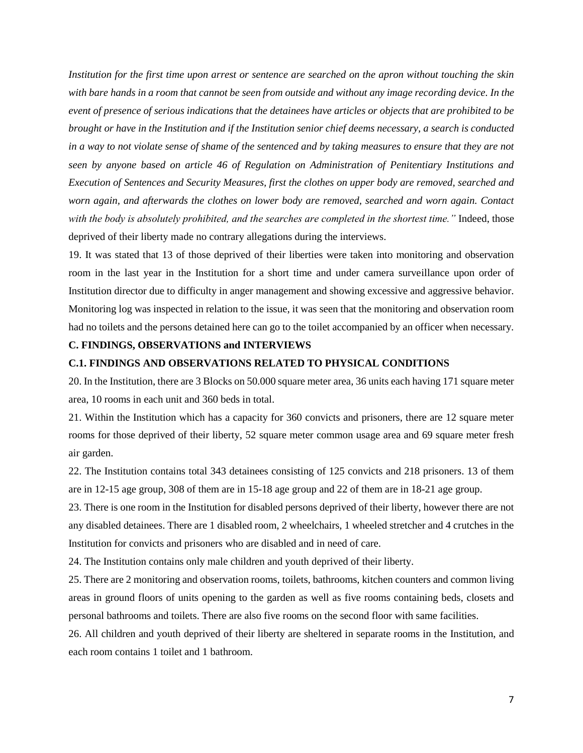*Institution for the first time upon arrest or sentence are searched on the apron without touching the skin with bare hands in a room that cannot be seen from outside and without any image recording device. In the event of presence of serious indications that the detainees have articles or objects that are prohibited to be brought or have in the Institution and if the Institution senior chief deems necessary, a search is conducted in a way to not violate sense of shame of the sentenced and by taking measures to ensure that they are not seen by anyone based on article 46 of Regulation on Administration of Penitentiary Institutions and Execution of Sentences and Security Measures, first the clothes on upper body are removed, searched and worn again, and afterwards the clothes on lower body are removed, searched and worn again. Contact with the body is absolutely prohibited, and the searches are completed in the shortest time."* Indeed, those deprived of their liberty made no contrary allegations during the interviews.

19. It was stated that 13 of those deprived of their liberties were taken into monitoring and observation room in the last year in the Institution for a short time and under camera surveillance upon order of Institution director due to difficulty in anger management and showing excessive and aggressive behavior. Monitoring log was inspected in relation to the issue, it was seen that the monitoring and observation room had no toilets and the persons detained here can go to the toilet accompanied by an officer when necessary.

**C. FINDINGS, OBSERVATIONS and INTERVIEWS**

**C.1. FINDINGS AND OBSERVATIONS RELATED TO PHYSICAL CONDITIONS**

20. In the Institution, there are 3 Blocks on 50.000 square meter area, 36 units each having 171 square meter area, 10 rooms in each unit and 360 beds in total.

21. Within the Institution which has a capacity for 360 convicts and prisoners, there are 12 square meter rooms for those deprived of their liberty, 52 square meter common usage area and 69 square meter fresh air garden.

22. The Institution contains total 343 detainees consisting of 125 convicts and 218 prisoners. 13 of them are in 12-15 age group, 308 of them are in 15-18 age group and 22 of them are in 18-21 age group.

23. There is one room in the Institution for disabled persons deprived of their liberty, however there are not any disabled detainees. There are 1 disabled room, 2 wheelchairs, 1 wheeled stretcher and 4 crutches in the Institution for convicts and prisoners who are disabled and in need of care.

24. The Institution contains only male children and youth deprived of their liberty.

25. There are 2 monitoring and observation rooms, toilets, bathrooms, kitchen counters and common living areas in ground floors of units opening to the garden as well as five rooms containing beds, closets and personal bathrooms and toilets. There are also five rooms on the second floor with same facilities.

26. All children and youth deprived of their liberty are sheltered in separate rooms in the Institution, and each room contains 1 toilet and 1 bathroom.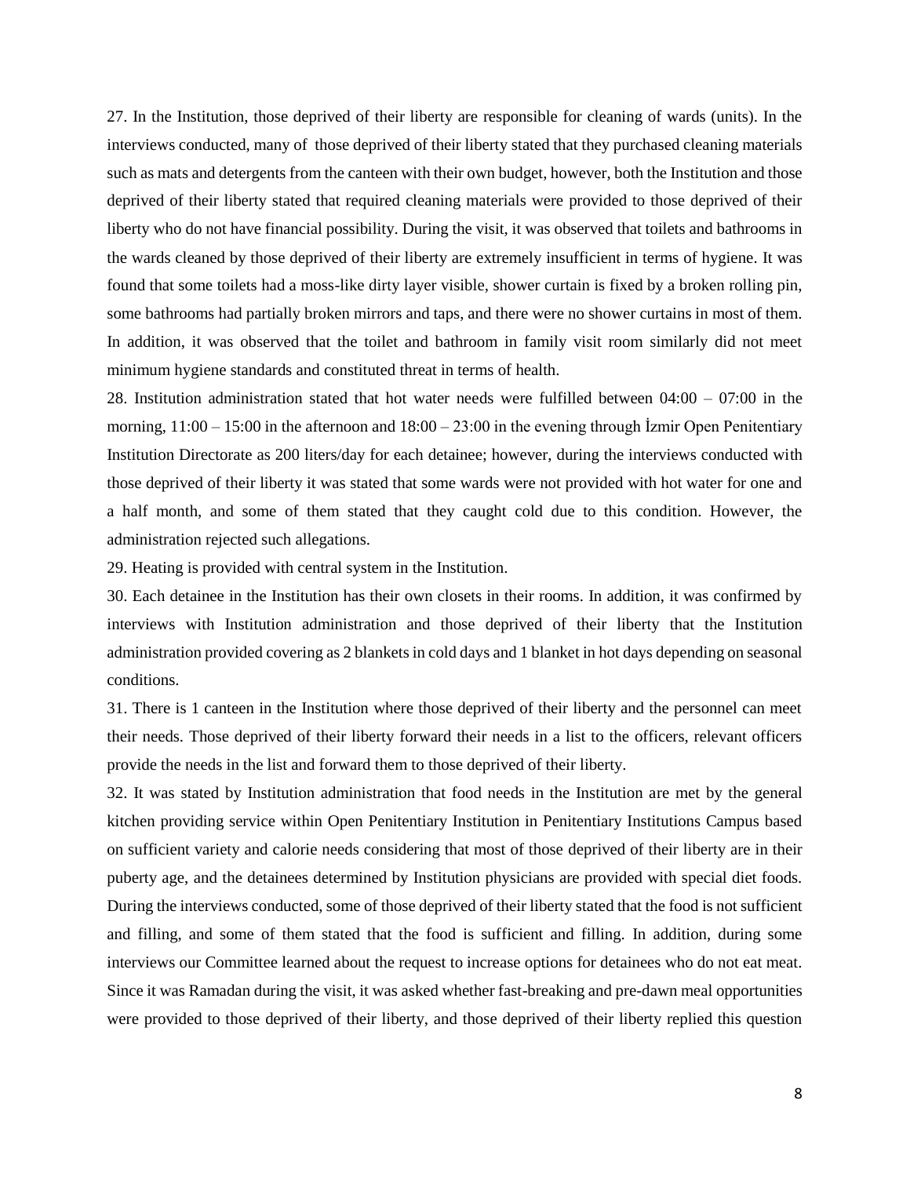27. In the Institution, those deprived of their liberty are responsible for cleaning of wards (units). In the interviews conducted, many of those deprived of their liberty stated that they purchased cleaning materials such as mats and detergents from the canteen with their own budget, however, both the Institution and those deprived of their liberty stated that required cleaning materials were provided to those deprived of their liberty who do not have financial possibility. During the visit, it was observed that toilets and bathrooms in the wards cleaned by those deprived of their liberty are extremely insufficient in terms of hygiene. It was found that some toilets had a moss-like dirty layer visible, shower curtain is fixed by a broken rolling pin, some bathrooms had partially broken mirrors and taps, and there were no shower curtains in most of them. In addition, it was observed that the toilet and bathroom in family visit room similarly did not meet minimum hygiene standards and constituted threat in terms of health.

28. Institution administration stated that hot water needs were fulfilled between 04:00 – 07:00 in the morning, 11:00 – 15:00 in the afternoon and 18:00 – 23:00 in the evening through İzmir Open Penitentiary Institution Directorate as 200 liters/day for each detainee; however, during the interviews conducted with those deprived of their liberty it was stated that some wards were not provided with hot water for one and a half month, and some of them stated that they caught cold due to this condition. However, the administration rejected such allegations.

29. Heating is provided with central system in the Institution.

30. Each detainee in the Institution has their own closets in their rooms. In addition, it was confirmed by interviews with Institution administration and those deprived of their liberty that the Institution administration provided covering as 2 blankets in cold days and 1 blanket in hot days depending on seasonal conditions.

31. There is 1 canteen in the Institution where those deprived of their liberty and the personnel can meet their needs. Those deprived of their liberty forward their needs in a list to the officers, relevant officers provide the needs in the list and forward them to those deprived of their liberty.

32. It was stated by Institution administration that food needs in the Institution are met by the general kitchen providing service within Open Penitentiary Institution in Penitentiary Institutions Campus based on sufficient variety and calorie needs considering that most of those deprived of their liberty are in their puberty age, and the detainees determined by Institution physicians are provided with special diet foods. During the interviews conducted, some of those deprived of their liberty stated that the food is not sufficient and filling, and some of them stated that the food is sufficient and filling. In addition, during some interviews our Committee learned about the request to increase options for detainees who do not eat meat. Since it was Ramadan during the visit, it was asked whether fast-breaking and pre-dawn meal opportunities were provided to those deprived of their liberty, and those deprived of their liberty replied this question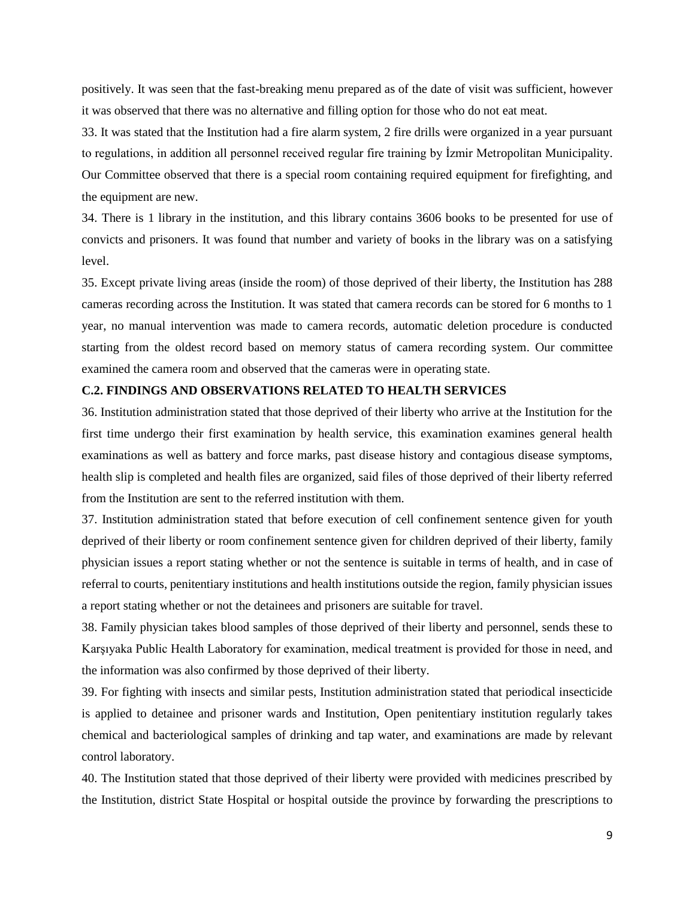positively. It was seen that the fast-breaking menu prepared as of the date of visit was sufficient, however it was observed that there was no alternative and filling option for those who do not eat meat.

33. It was stated that the Institution had a fire alarm system, 2 fire drills were organized in a year pursuant to regulations, in addition all personnel received regular fire training by İzmir Metropolitan Municipality. Our Committee observed that there is a special room containing required equipment for firefighting, and the equipment are new.

34. There is 1 library in the institution, and this library contains 3606 books to be presented for use of convicts and prisoners. It was found that number and variety of books in the library was on a satisfying level.

35. Except private living areas (inside the room) of those deprived of their liberty, the Institution has 288 cameras recording across the Institution. It was stated that camera records can be stored for 6 months to 1 year, no manual intervention was made to camera records, automatic deletion procedure is conducted starting from the oldest record based on memory status of camera recording system. Our committee examined the camera room and observed that the cameras were in operating state.

**C.2. FINDINGS AND OBSERVATIONS RELATED TO HEALTH SERVICES**

36. Institution administration stated that those deprived of their liberty who arrive at the Institution for the first time undergo their first examination by health service, this examination examines general health examinations as well as battery and force marks, past disease history and contagious disease symptoms, health slip is completed and health files are organized, said files of those deprived of their liberty referred from the Institution are sent to the referred institution with them.

37. Institution administration stated that before execution of cell confinement sentence given for youth deprived of their liberty or room confinement sentence given for children deprived of their liberty, family physician issues a report stating whether or not the sentence is suitable in terms of health, and in case of referral to courts, penitentiary institutions and health institutions outside the region, family physician issues a report stating whether or not the detainees and prisoners are suitable for travel.

38. Family physician takes blood samples of those deprived of their liberty and personnel, sends these to Karşıyaka Public Health Laboratory for examination, medical treatment is provided for those in need, and the information was also confirmed by those deprived of their liberty.

39. For fighting with insects and similar pests, Institution administration stated that periodical insecticide is applied to detainee and prisoner wards and Institution, Open penitentiary institution regularly takes chemical and bacteriological samples of drinking and tap water, and examinations are made by relevant control laboratory.

40. The Institution stated that those deprived of their liberty were provided with medicines prescribed by the Institution, district State Hospital or hospital outside the province by forwarding the prescriptions to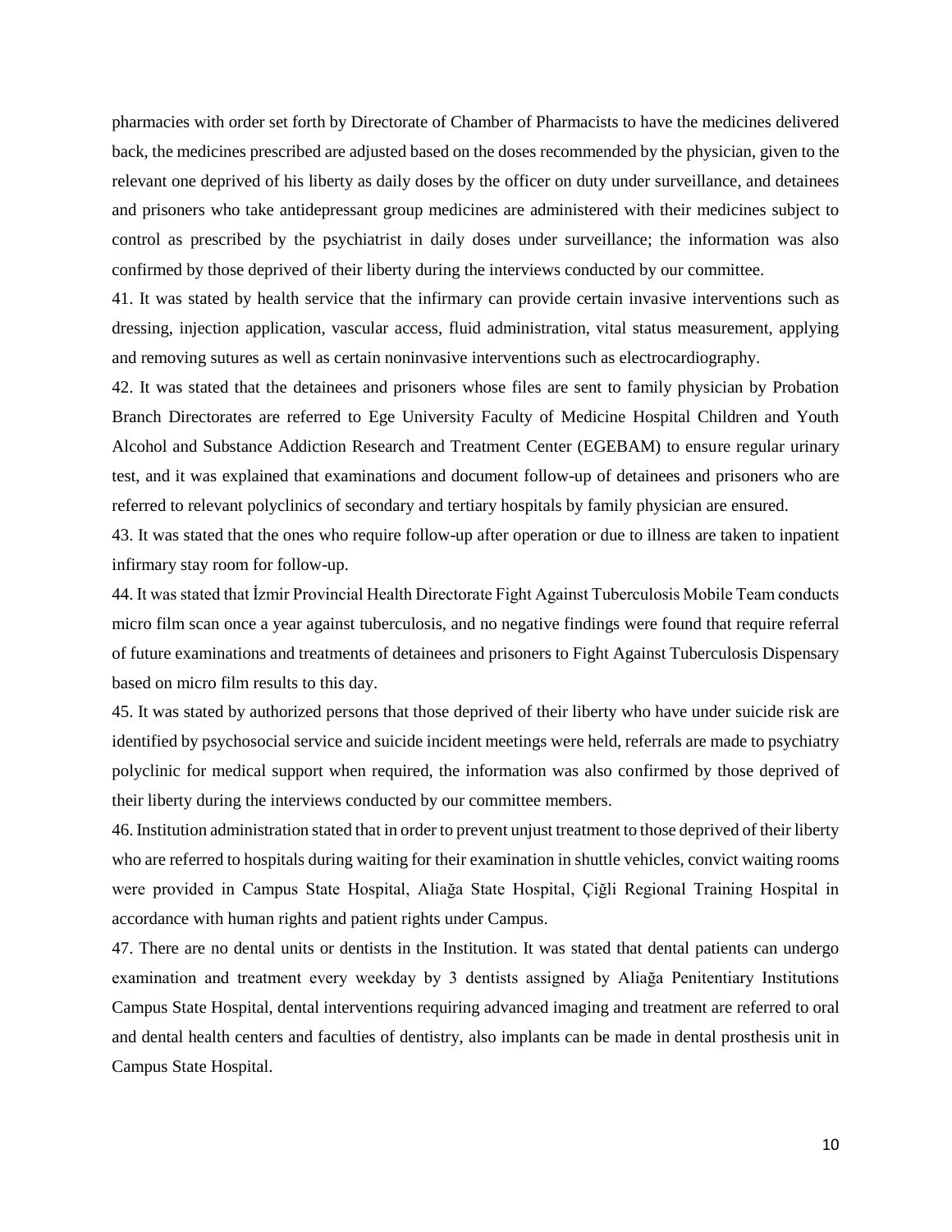pharmacies with order set forth by Directorate of Chamber of Pharmacists to have the medicines delivered back, the medicines prescribed are adjusted based on the doses recommended by the physician, given to the relevant one deprived of his liberty as daily doses by the officer on duty under surveillance, and detainees and prisoners who take antidepressant group medicines are administered with their medicines subject to control as prescribed by the psychiatrist in daily doses under surveillance; the information was also confirmed by those deprived of their liberty during the interviews conducted by our committee.

41. It was stated by health service that the infirmary can provide certain invasive interventions such as dressing, injection application, vascular access, fluid administration, vital status measurement, applying and removing sutures as well as certain noninvasive interventions such as electrocardiography.

42. It was stated that the detainees and prisoners whose files are sent to family physician by Probation Branch Directorates are referred to Ege University Faculty of Medicine Hospital Children and Youth Alcohol and Substance Addiction Research and Treatment Center (EGEBAM) to ensure regular urinary test, and it was explained that examinations and document follow-up of detainees and prisoners who are referred to relevant polyclinics of secondary and tertiary hospitals by family physician are ensured.

43. It was stated that the ones who require follow-up after operation or due to illness are taken to inpatient infirmary stay room for follow-up.

44. It was stated that İzmir Provincial Health Directorate Fight Against Tuberculosis Mobile Team conducts micro film scan once a year against tuberculosis, and no negative findings were found that require referral of future examinations and treatments of detainees and prisoners to Fight Against Tuberculosis Dispensary based on micro film results to this day.

45. It was stated by authorized persons that those deprived of their liberty who have under suicide risk are identified by psychosocial service and suicide incident meetings were held, referrals are made to psychiatry polyclinic for medical support when required, the information was also confirmed by those deprived of their liberty during the interviews conducted by our committee members.

46. Institution administration stated that in order to prevent unjust treatment to those deprived of their liberty who are referred to hospitals during waiting for their examination in shuttle vehicles, convict waiting rooms were provided in Campus State Hospital, Aliağa State Hospital, Çiğli Regional Training Hospital in accordance with human rights and patient rights under Campus.

47. There are no dental units or dentists in the Institution. It was stated that dental patients can undergo examination and treatment every weekday by 3 dentists assigned by Aliağa Penitentiary Institutions Campus State Hospital, dental interventions requiring advanced imaging and treatment are referred to oral and dental health centers and faculties of dentistry, also implants can be made in dental prosthesis unit in Campus State Hospital.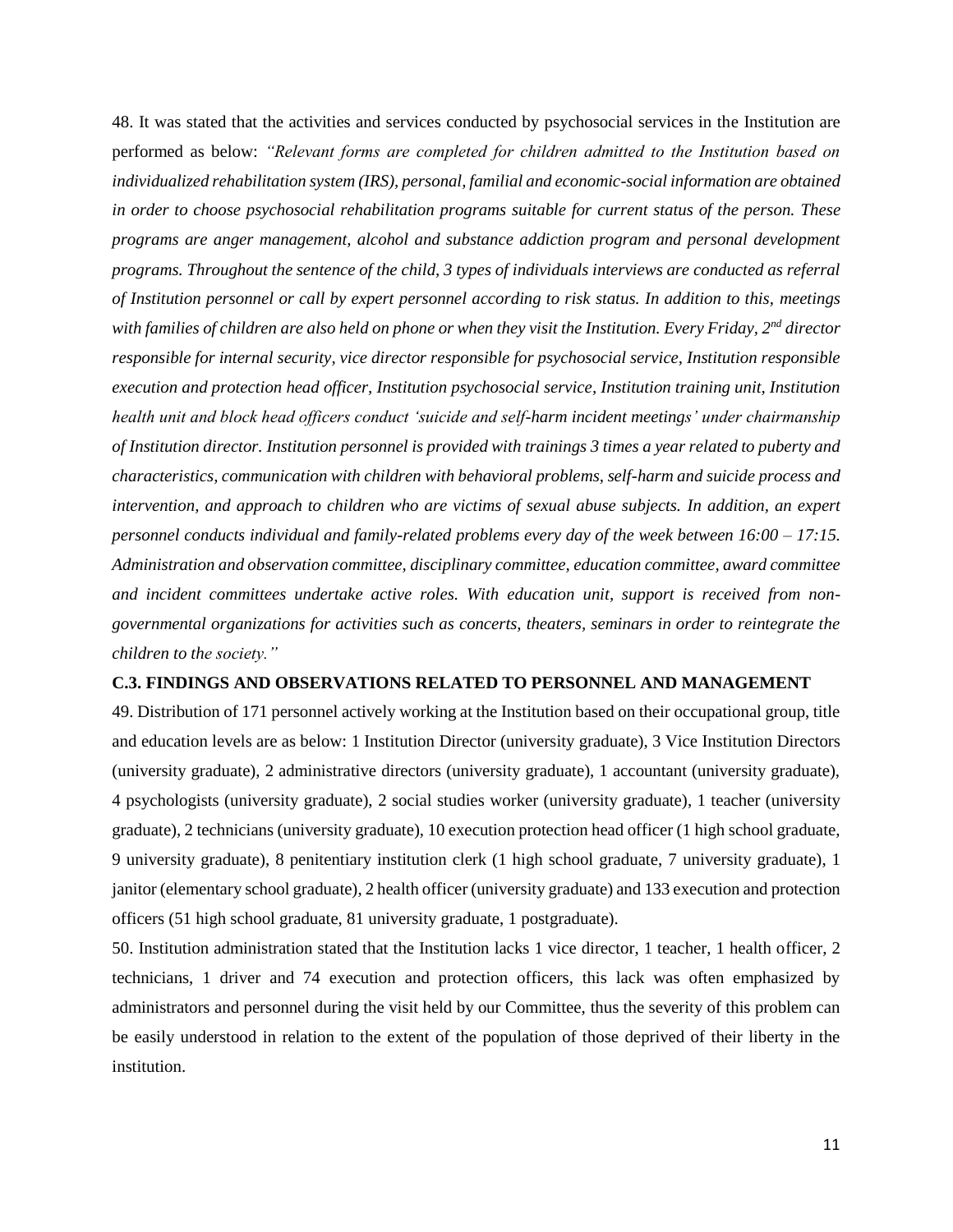48. It was stated that the activities and services conducted by psychosocial services in the Institution are performed as below: *"Relevant forms are completed for children admitted to the Institution based on individualized rehabilitation system (IRS), personal, familial and economic-social information are obtained in order to choose psychosocial rehabilitation programs suitable for current status of the person. These programs are anger management, alcohol and substance addiction program and personal development programs. Throughout the sentence of the child, 3 types of individuals interviews are conducted as referral of Institution personnel or call by expert personnel according to risk status. In addition to this, meetings with families of children are also held on phone or when they visit the Institution. Every Friday, 2nd director responsible for internal security, vice director responsible for psychosocial service, Institution responsible execution and protection head officer, Institution psychosocial service, Institution training unit, Institution health unit and block head officers conduct 'suicide and self-harm incident meetings' under chairmanship of Institution director. Institution personnel is provided with trainings 3 times a year related to puberty and characteristics, communication with children with behavioral problems, self-harm and suicide process and intervention, and approach to children who are victims of sexual abuse subjects. In addition, an expert personnel conducts individual and family-related problems every day of the week between 16:00 – 17:15. Administration and observation committee, disciplinary committee, education committee, award committee and incident committees undertake active roles. With education unit, support is received from non-governmental organizations for activities such as concerts, theaters, seminars in order to reintegrate the children to the society."*

### C.3. FINDINGS AND OBSERVATIONS RELATED TO PERSONNEL AND MANAGEMENT

49. Distribution of 171 personnel actively working at the Institution based on their occupational group, title and education levels are as below: 1 Institution Director (university graduate), 3 Vice Institution Directors (university graduate), 2 administrative directors (university graduate), 1 accountant (university graduate), 4 psychologists (university graduate), 2 social studies worker (university graduate), 1 teacher (university graduate), 2 technicians (university graduate), 10 execution protection head officer (1 high school graduate, 9 university graduate), 8 penitentiary institution clerk (1 high school graduate, 7 university graduate), 1 janitor (elementary school graduate), 2 health officer (university graduate) and 133 execution and protection officers (51 high school graduate, 81 university graduate, 1 postgraduate).

50. Institution administration stated that the Institution lacks 1 vice director, 1 teacher, 1 health officer, 2 technicians, 1 driver and 74 execution and protection officers, this lack was often emphasized by administrators and personnel during the visit held by our Committee, thus the severity of this problem can be easily understood in relation to the extent of the population of those deprived of their liberty in the institution.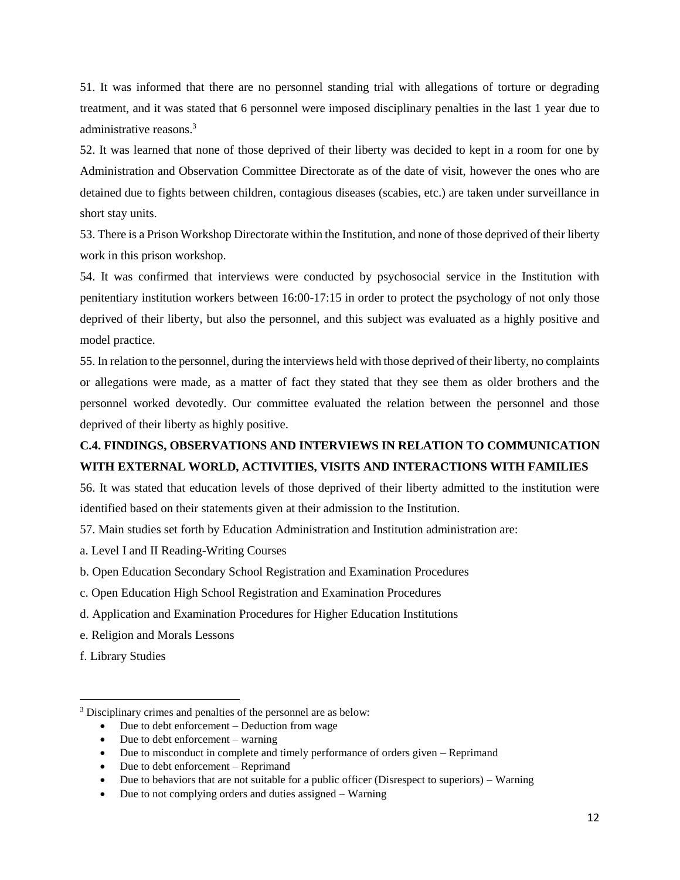51. It was informed that there are no personnel standing trial with allegations of torture or degrading treatment, and it was stated that 6 personnel were imposed disciplinary penalties in the last 1 year due to administrative reasons.[3]

52. It was learned that none of those deprived of their liberty was decided to kept in a room for one by Administration and Observation Committee Directorate as of the date of visit, however the ones who are detained due to fights between children, contagious diseases (scabies, etc.) are taken under surveillance in short stay units.

53. There is a Prison Workshop Directorate within the Institution, and none of those deprived of their liberty work in this prison workshop.

54. It was confirmed that interviews were conducted by psychosocial service in the Institution with penitentiary institution workers between 16:00-17:15 in order to protect the psychology of not only those deprived of their liberty, but also the personnel, and this subject was evaluated as a highly positive and model practice.

55. In relation to the personnel, during the interviews held with those deprived of their liberty, no complaints or allegations were made, as a matter of fact they stated that they see them as older brothers and the personnel worked devotedly. Our committee evaluated the relation between the personnel and those deprived of their liberty as highly positive.

### C.4. FINDINGS, OBSERVATIONS AND INTERVIEWS IN RELATION TO COMMUNICATION WITH EXTERNAL WORLD, ACTIVITIES, VISITS AND INTERACTIONS WITH FAMILIES

56. It was stated that education levels of those deprived of their liberty admitted to the institution were identified based on their statements given at their admission to the Institution.

57. Main studies set forth by Education Administration and Institution administration are:

a. Level I and II Reading-Writing Courses

b. Open Education Secondary School Registration and Examination Procedures

c. Open Education High School Registration and Examination Procedures

d. Application and Examination Procedures for Higher Education Institutions

e. Religion and Morals Lessons

f. Library Studies

---

[3] Disciplinary crimes and penalties of the personnel are as below:

- Due to debt enforcement – Deduction from wage
- Due to debt enforcement – warning
- Due to misconduct in complete and timely performance of orders given – Reprimand
- Due to debt enforcement – Reprimand
- Due to behaviors that are not suitable for a public officer (Disrespect to superiors) – Warning
- Due to not complying orders and duties assigned – Warning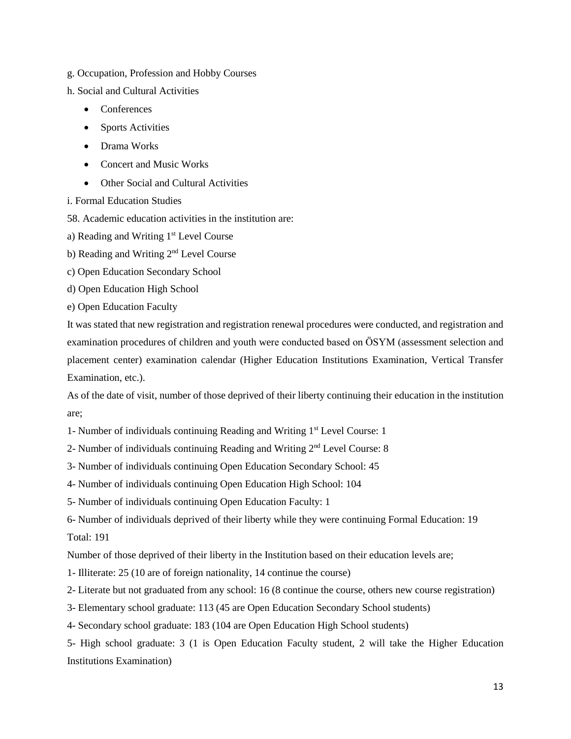g. Occupation, Profession and Hobby Courses

h. Social and Cultural Activities

- Conferences
- Sports Activities
- Drama Works
- Concert and Music Works
- Other Social and Cultural Activities

i. Formal Education Studies

58. Academic education activities in the institution are:

a) Reading and Writing 1st Level Course

b) Reading and Writing 2nd Level Course

c) Open Education Secondary School

d) Open Education High School

e) Open Education Faculty

It was stated that new registration and registration renewal procedures were conducted, and registration and examination procedures of children and youth were conducted based on ÖSYM (assessment selection and placement center) examination calendar (Higher Education Institutions Examination, Vertical Transfer Examination, etc.).

As of the date of visit, number of those deprived of their liberty continuing their education in the institution are;

1- Number of individuals continuing Reading and Writing 1st Level Course: 1

2- Number of individuals continuing Reading and Writing 2nd Level Course: 8

3- Number of individuals continuing Open Education Secondary School: 45

4- Number of individuals continuing Open Education High School: 104

5- Number of individuals continuing Open Education Faculty: 1

6- Number of individuals deprived of their liberty while they were continuing Formal Education: 19

Total: 191

Number of those deprived of their liberty in the Institution based on their education levels are;

1- Illiterate: 25 (10 are of foreign nationality, 14 continue the course)

2- Literate but not graduated from any school: 16 (8 continue the course, others new course registration)

3- Elementary school graduate: 113 (45 are Open Education Secondary School students)

4- Secondary school graduate: 183 (104 are Open Education High School students)

5- High school graduate: 3 (1 is Open Education Faculty student, 2 will take the Higher Education Institutions Examination)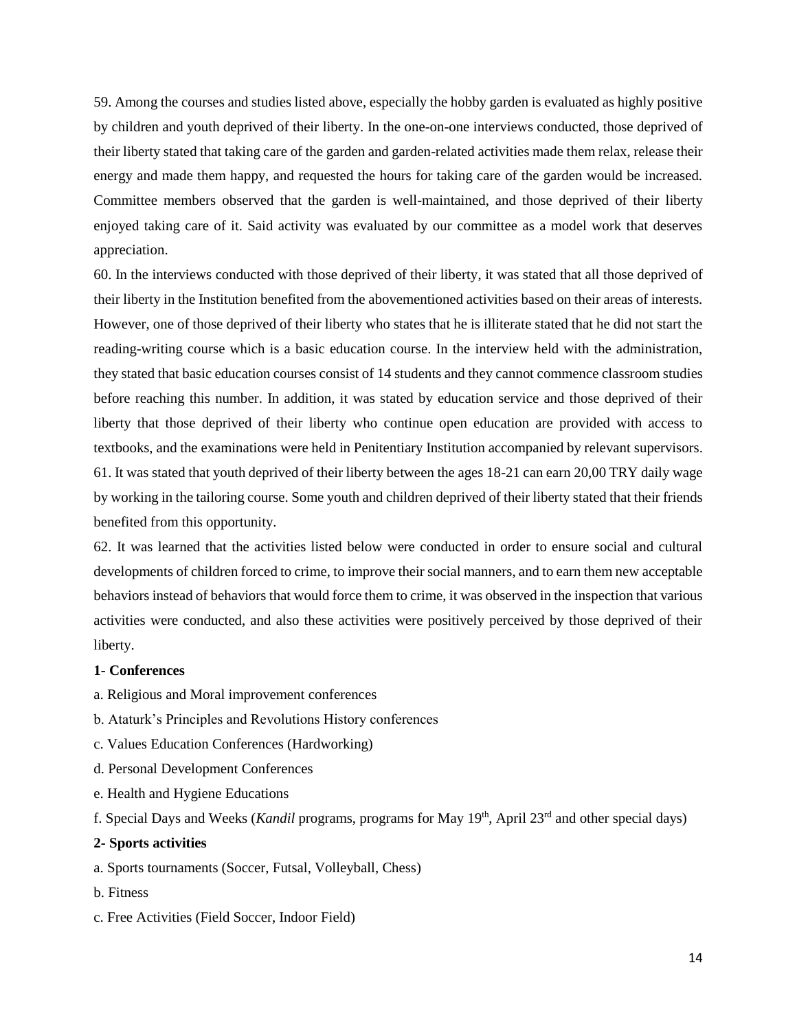59. Among the courses and studies listed above, especially the hobby garden is evaluated as highly positive by children and youth deprived of their liberty. In the one-on-one interviews conducted, those deprived of their liberty stated that taking care of the garden and garden-related activities made them relax, release their energy and made them happy, and requested the hours for taking care of the garden would be increased. Committee members observed that the garden is well-maintained, and those deprived of their liberty enjoyed taking care of it. Said activity was evaluated by our committee as a model work that deserves appreciation.

60. In the interviews conducted with those deprived of their liberty, it was stated that all those deprived of their liberty in the Institution benefited from the abovementioned activities based on their areas of interests. However, one of those deprived of their liberty who states that he is illiterate stated that he did not start the reading-writing course which is a basic education course. In the interview held with the administration, they stated that basic education courses consist of 14 students and they cannot commence classroom studies before reaching this number. In addition, it was stated by education service and those deprived of their liberty that those deprived of their liberty who continue open education are provided with access to textbooks, and the examinations were held in Penitentiary Institution accompanied by relevant supervisors.

61. It was stated that youth deprived of their liberty between the ages 18-21 can earn 20,00 TRY daily wage by working in the tailoring course. Some youth and children deprived of their liberty stated that their friends benefited from this opportunity.

62. It was learned that the activities listed below were conducted in order to ensure social and cultural developments of children forced to crime, to improve their social manners, and to earn them new acceptable behaviors instead of behaviors that would force them to crime, it was observed in the inspection that various activities were conducted, and also these activities were positively perceived by those deprived of their liberty.

**1- Conferences**

a. Religious and Moral improvement conferences

b. Ataturk's Principles and Revolutions History conferences

c. Values Education Conferences (Hardworking)

d. Personal Development Conferences

e. Health and Hygiene Educations

f. Special Days and Weeks (*Kandil* programs, programs for May 19th, April 23rd and other special days)

**2- Sports activities**

a. Sports tournaments (Soccer, Futsal, Volleyball, Chess)

b. Fitness

c. Free Activities (Field Soccer, Indoor Field)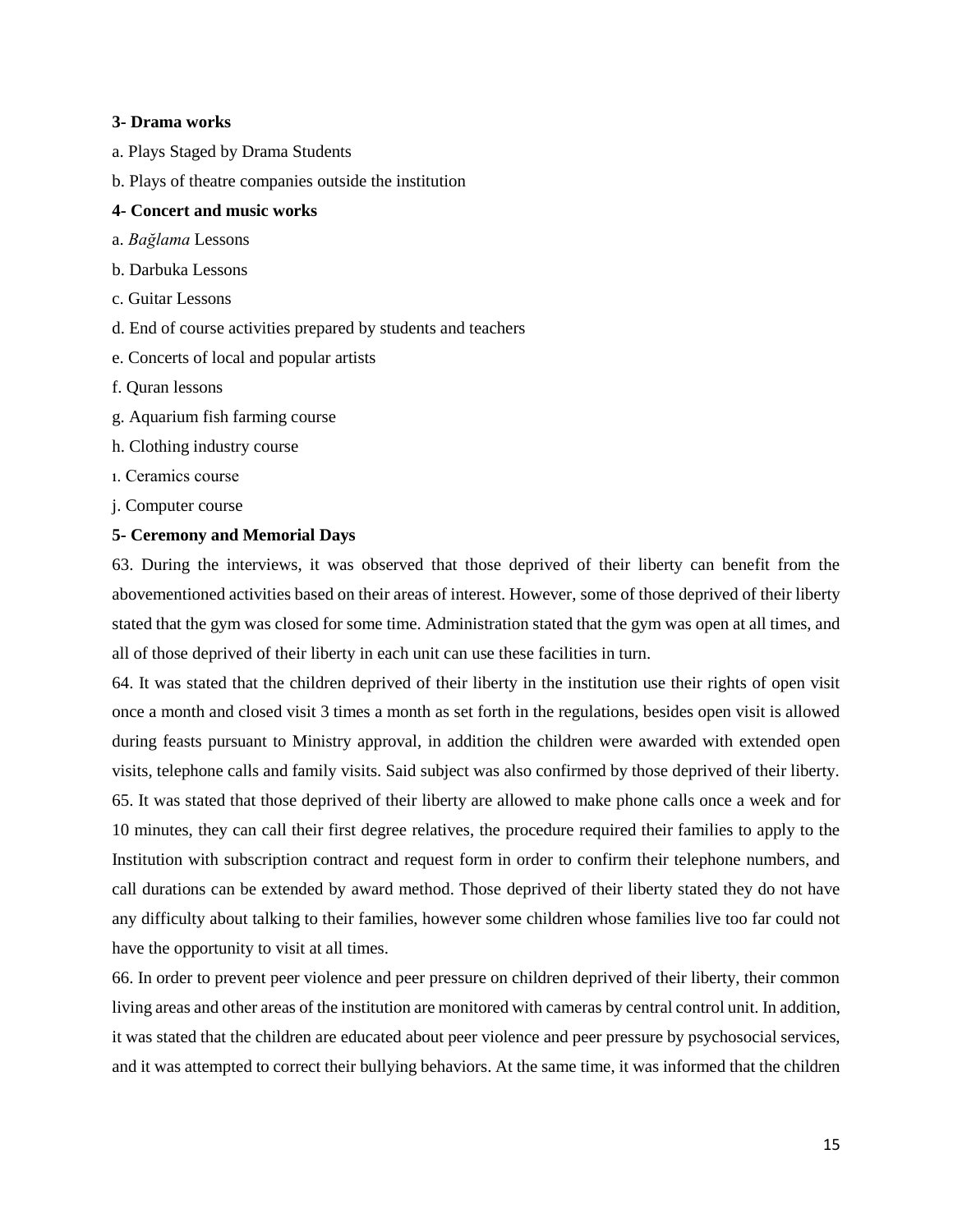**3- Drama works**

a. Plays Staged by Drama Students

b. Plays of theatre companies outside the institution

**4- Concert and music works**

a. *Bağlama* Lessons

b. Darbuka Lessons

c. Guitar Lessons

d. End of course activities prepared by students and teachers

e. Concerts of local and popular artists

f. Quran lessons

g. Aquarium fish farming course

h. Clothing industry course

ı. Ceramics course

j. Computer course

**5- Ceremony and Memorial Days**

63. During the interviews, it was observed that those deprived of their liberty can benefit from the abovementioned activities based on their areas of interest. However, some of those deprived of their liberty stated that the gym was closed for some time. Administration stated that the gym was open at all times, and all of those deprived of their liberty in each unit can use these facilities in turn.

64. It was stated that the children deprived of their liberty in the institution use their rights of open visit once a month and closed visit 3 times a month as set forth in the regulations, besides open visit is allowed during feasts pursuant to Ministry approval, in addition the children were awarded with extended open visits, telephone calls and family visits. Said subject was also confirmed by those deprived of their liberty.

65. It was stated that those deprived of their liberty are allowed to make phone calls once a week and for 10 minutes, they can call their first degree relatives, the procedure required their families to apply to the Institution with subscription contract and request form in order to confirm their telephone numbers, and call durations can be extended by award method. Those deprived of their liberty stated they do not have any difficulty about talking to their families, however some children whose families live too far could not have the opportunity to visit at all times.

66. In order to prevent peer violence and peer pressure on children deprived of their liberty, their common living areas and other areas of the institution are monitored with cameras by central control unit. In addition, it was stated that the children are educated about peer violence and peer pressure by psychosocial services, and it was attempted to correct their bullying behaviors. At the same time, it was informed that the children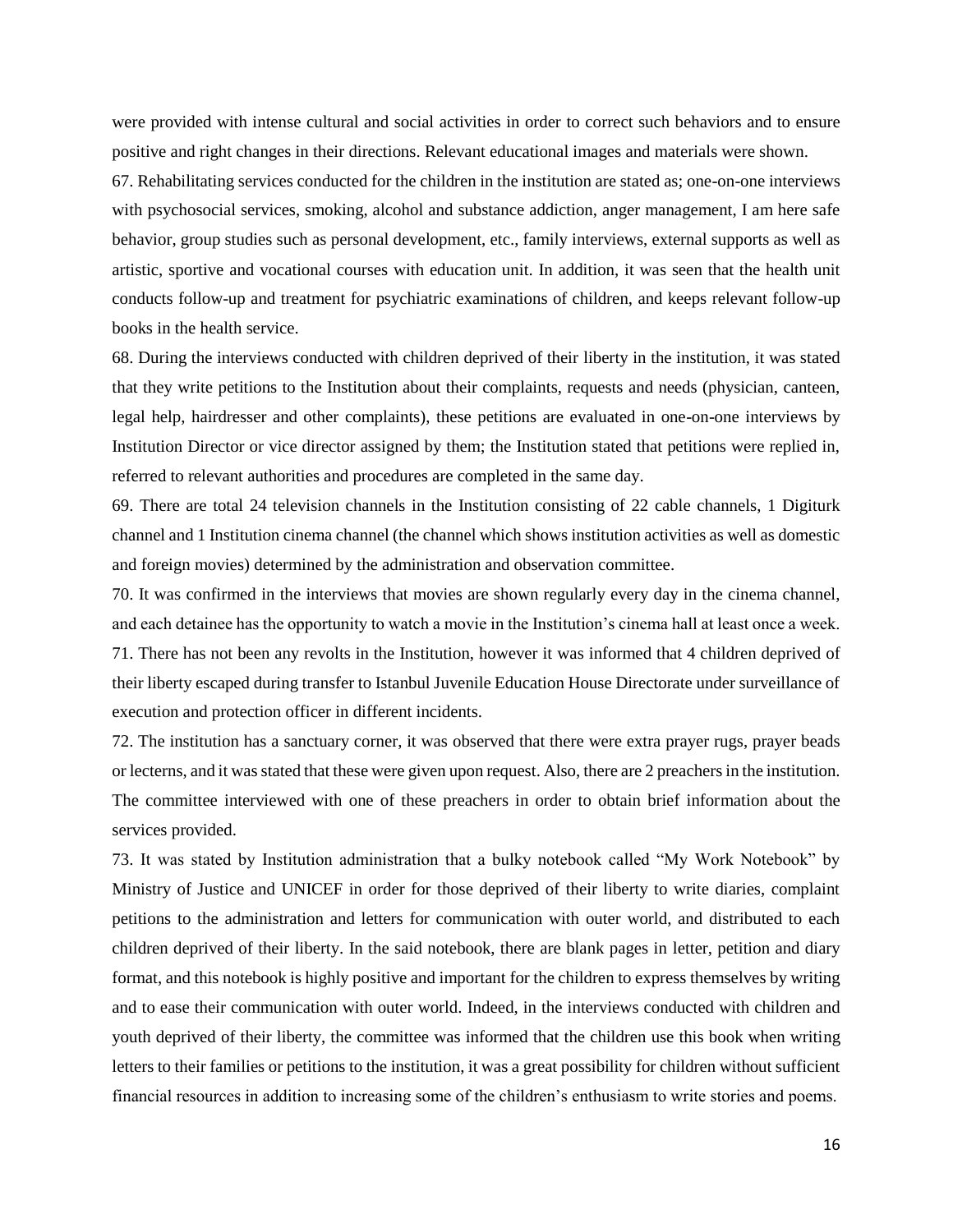were provided with intense cultural and social activities in order to correct such behaviors and to ensure positive and right changes in their directions. Relevant educational images and materials were shown.

67. Rehabilitating services conducted for the children in the institution are stated as; one-on-one interviews with psychosocial services, smoking, alcohol and substance addiction, anger management, I am here safe behavior, group studies such as personal development, etc., family interviews, external supports as well as artistic, sportive and vocational courses with education unit. In addition, it was seen that the health unit conducts follow-up and treatment for psychiatric examinations of children, and keeps relevant follow-up books in the health service.

68. During the interviews conducted with children deprived of their liberty in the institution, it was stated that they write petitions to the Institution about their complaints, requests and needs (physician, canteen, legal help, hairdresser and other complaints), these petitions are evaluated in one-on-one interviews by Institution Director or vice director assigned by them; the Institution stated that petitions were replied in, referred to relevant authorities and procedures are completed in the same day.

69. There are total 24 television channels in the Institution consisting of 22 cable channels, 1 Digiturk channel and 1 Institution cinema channel (the channel which shows institution activities as well as domestic and foreign movies) determined by the administration and observation committee.

70. It was confirmed in the interviews that movies are shown regularly every day in the cinema channel, and each detainee has the opportunity to watch a movie in the Institution's cinema hall at least once a week.

71. There has not been any revolts in the Institution, however it was informed that 4 children deprived of their liberty escaped during transfer to Istanbul Juvenile Education House Directorate under surveillance of execution and protection officer in different incidents.

72. The institution has a sanctuary corner, it was observed that there were extra prayer rugs, prayer beads or lecterns, and it was stated that these were given upon request. Also, there are 2 preachers in the institution. The committee interviewed with one of these preachers in order to obtain brief information about the services provided.

73. It was stated by Institution administration that a bulky notebook called "My Work Notebook" by Ministry of Justice and UNICEF in order for those deprived of their liberty to write diaries, complaint petitions to the administration and letters for communication with outer world, and distributed to each children deprived of their liberty. In the said notebook, there are blank pages in letter, petition and diary format, and this notebook is highly positive and important for the children to express themselves by writing and to ease their communication with outer world. Indeed, in the interviews conducted with children and youth deprived of their liberty, the committee was informed that the children use this book when writing letters to their families or petitions to the institution, it was a great possibility for children without sufficient financial resources in addition to increasing some of the children's enthusiasm to write stories and poems.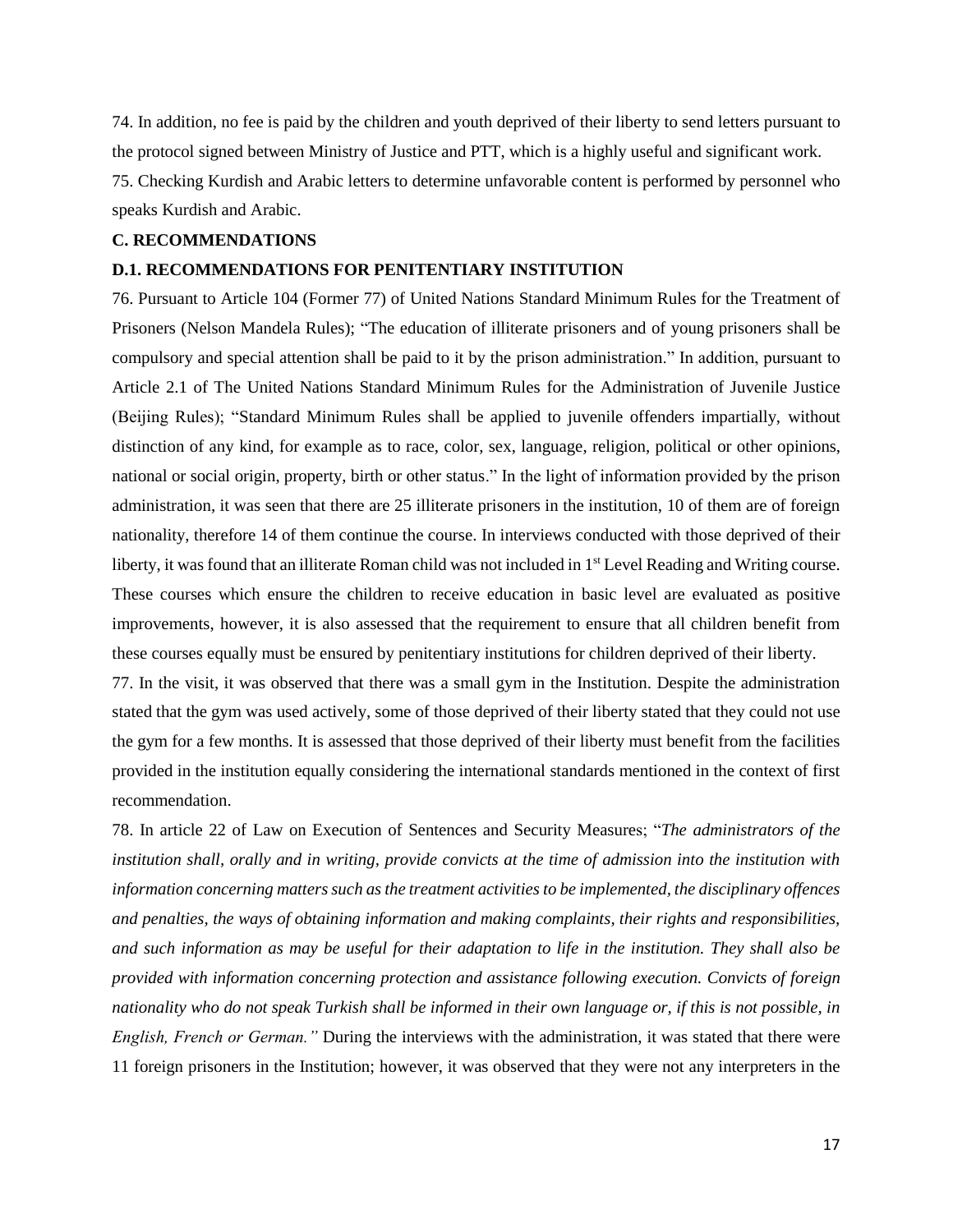74. In addition, no fee is paid by the children and youth deprived of their liberty to send letters pursuant to the protocol signed between Ministry of Justice and PTT, which is a highly useful and significant work.

75. Checking Kurdish and Arabic letters to determine unfavorable content is performed by personnel who speaks Kurdish and Arabic.

**C. RECOMMENDATIONS**

**D.1. RECOMMENDATIONS FOR PENITENTIARY INSTITUTION**

76. Pursuant to Article 104 (Former 77) of United Nations Standard Minimum Rules for the Treatment of Prisoners (Nelson Mandela Rules); "The education of illiterate prisoners and of young prisoners shall be compulsory and special attention shall be paid to it by the prison administration." In addition, pursuant to Article 2.1 of The United Nations Standard Minimum Rules for the Administration of Juvenile Justice (Beijing Rules); "Standard Minimum Rules shall be applied to juvenile offenders impartially, without distinction of any kind, for example as to race, color, sex, language, religion, political or other opinions, national or social origin, property, birth or other status." In the light of information provided by the prison administration, it was seen that there are 25 illiterate prisoners in the institution, 10 of them are of foreign nationality, therefore 14 of them continue the course. In interviews conducted with those deprived of their liberty, it was found that an illiterate Roman child was not included in 1st Level Reading and Writing course. These courses which ensure the children to receive education in basic level are evaluated as positive improvements, however, it is also assessed that the requirement to ensure that all children benefit from these courses equally must be ensured by penitentiary institutions for children deprived of their liberty.

77. In the visit, it was observed that there was a small gym in the Institution. Despite the administration stated that the gym was used actively, some of those deprived of their liberty stated that they could not use the gym for a few months. It is assessed that those deprived of their liberty must benefit from the facilities provided in the institution equally considering the international standards mentioned in the context of first recommendation.

78. In article 22 of Law on Execution of Sentences and Security Measures; "*The administrators of the institution shall, orally and in writing, provide convicts at the time of admission into the institution with information concerning matters such as the treatment activities to be implemented, the disciplinary offences and penalties, the ways of obtaining information and making complaints, their rights and responsibilities, and such information as may be useful for their adaptation to life in the institution. They shall also be provided with information concerning protection and assistance following execution. Convicts of foreign nationality who do not speak Turkish shall be informed in their own language or, if this is not possible, in English, French or German.*" During the interviews with the administration, it was stated that there were 11 foreign prisoners in the Institution; however, it was observed that they were not any interpreters in the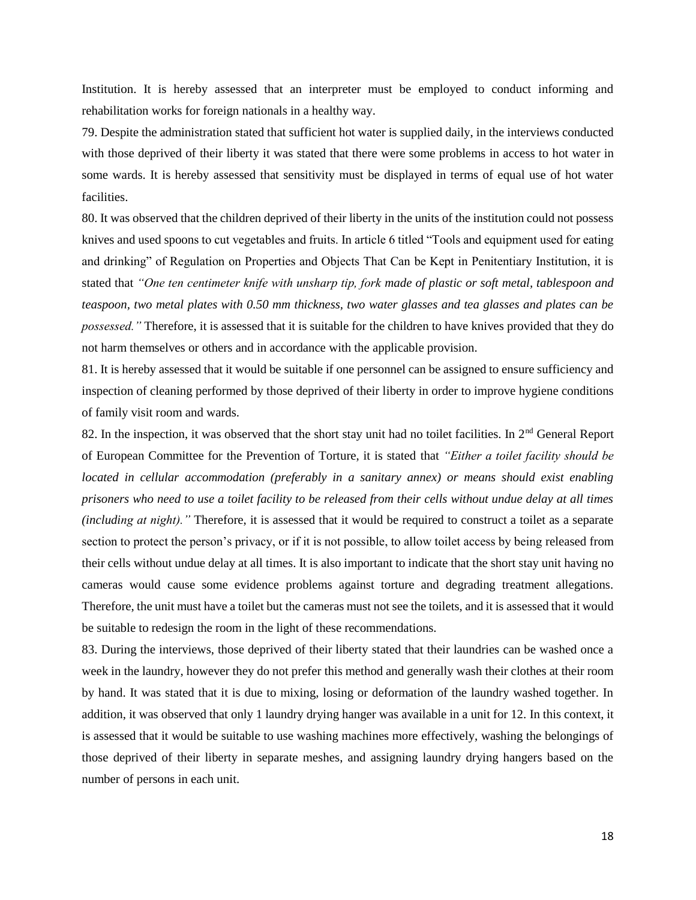Institution. It is hereby assessed that an interpreter must be employed to conduct informing and rehabilitation works for foreign nationals in a healthy way.

79. Despite the administration stated that sufficient hot water is supplied daily, in the interviews conducted with those deprived of their liberty it was stated that there were some problems in access to hot water in some wards. It is hereby assessed that sensitivity must be displayed in terms of equal use of hot water facilities.

80. It was observed that the children deprived of their liberty in the units of the institution could not possess knives and used spoons to cut vegetables and fruits. In article 6 titled "Tools and equipment used for eating and drinking" of Regulation on Properties and Objects That Can be Kept in Penitentiary Institution, it is stated that *"One ten centimeter knife with unsharp tip, fork made of plastic or soft metal, tablespoon and teaspoon, two metal plates with 0.50 mm thickness, two water glasses and tea glasses and plates can be possessed."* Therefore, it is assessed that it is suitable for the children to have knives provided that they do not harm themselves or others and in accordance with the applicable provision.

81. It is hereby assessed that it would be suitable if one personnel can be assigned to ensure sufficiency and inspection of cleaning performed by those deprived of their liberty in order to improve hygiene conditions of family visit room and wards.

82. In the inspection, it was observed that the short stay unit had no toilet facilities. In 2nd General Report of European Committee for the Prevention of Torture, it is stated that *"Either a toilet facility should be located in cellular accommodation (preferably in a sanitary annex) or means should exist enabling prisoners who need to use a toilet facility to be released from their cells without undue delay at all times (including at night)."* Therefore, it is assessed that it would be required to construct a toilet as a separate section to protect the person's privacy, or if it is not possible, to allow toilet access by being released from their cells without undue delay at all times. It is also important to indicate that the short stay unit having no cameras would cause some evidence problems against torture and degrading treatment allegations. Therefore, the unit must have a toilet but the cameras must not see the toilets, and it is assessed that it would be suitable to redesign the room in the light of these recommendations.

83. During the interviews, those deprived of their liberty stated that their laundries can be washed once a week in the laundry, however they do not prefer this method and generally wash their clothes at their room by hand. It was stated that it is due to mixing, losing or deformation of the laundry washed together. In addition, it was observed that only 1 laundry drying hanger was available in a unit for 12. In this context, it is assessed that it would be suitable to use washing machines more effectively, washing the belongings of those deprived of their liberty in separate meshes, and assigning laundry drying hangers based on the number of persons in each unit.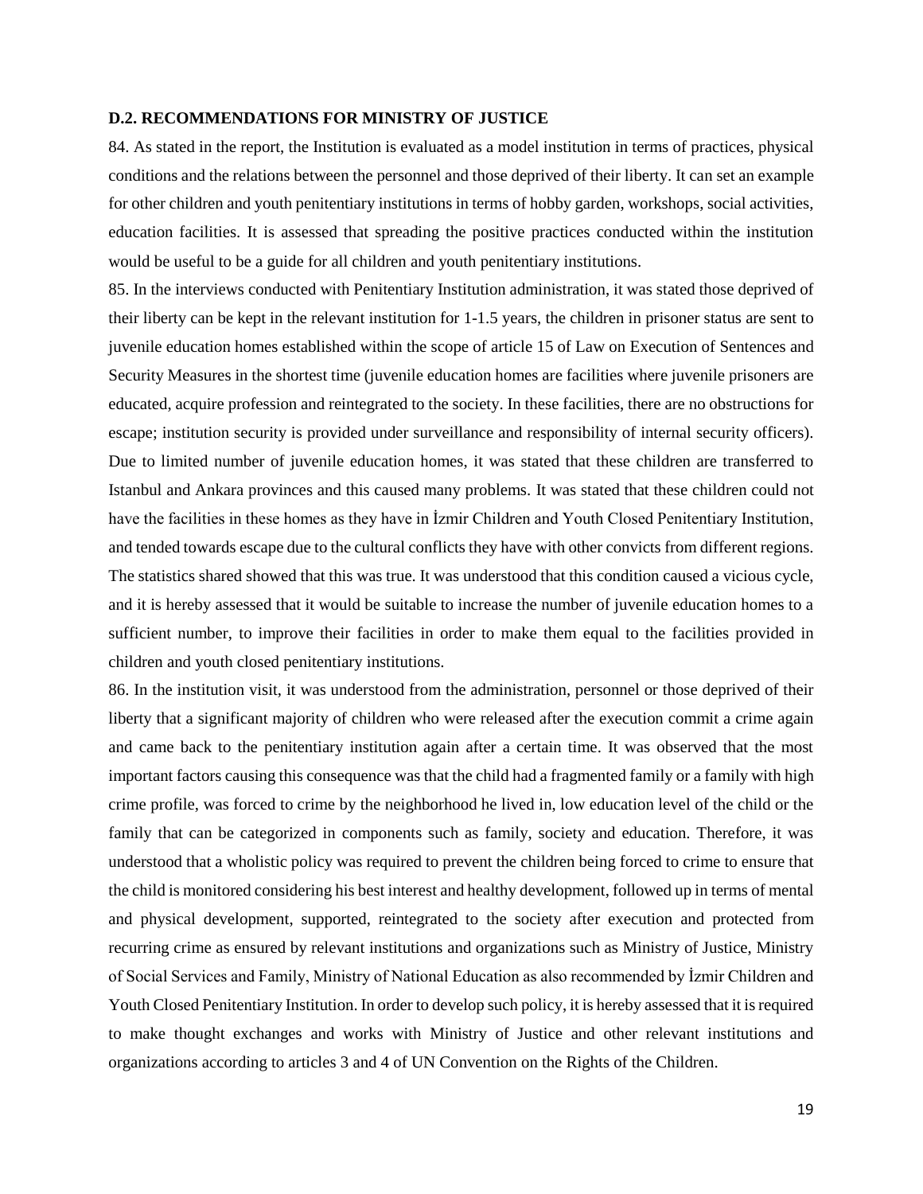### D.2. RECOMMENDATIONS FOR MINISTRY OF JUSTICE

84. As stated in the report, the Institution is evaluated as a model institution in terms of practices, physical conditions and the relations between the personnel and those deprived of their liberty. It can set an example for other children and youth penitentiary institutions in terms of hobby garden, workshops, social activities, education facilities. It is assessed that spreading the positive practices conducted within the institution would be useful to be a guide for all children and youth penitentiary institutions.

85. In the interviews conducted with Penitentiary Institution administration, it was stated those deprived of their liberty can be kept in the relevant institution for 1-1.5 years, the children in prisoner status are sent to juvenile education homes established within the scope of article 15 of Law on Execution of Sentences and Security Measures in the shortest time (juvenile education homes are facilities where juvenile prisoners are educated, acquire profession and reintegrated to the society. In these facilities, there are no obstructions for escape; institution security is provided under surveillance and responsibility of internal security officers). Due to limited number of juvenile education homes, it was stated that these children are transferred to Istanbul and Ankara provinces and this caused many problems. It was stated that these children could not have the facilities in these homes as they have in İzmir Children and Youth Closed Penitentiary Institution, and tended towards escape due to the cultural conflicts they have with other convicts from different regions. The statistics shared showed that this was true. It was understood that this condition caused a vicious cycle, and it is hereby assessed that it would be suitable to increase the number of juvenile education homes to a sufficient number, to improve their facilities in order to make them equal to the facilities provided in children and youth closed penitentiary institutions.

86. In the institution visit, it was understood from the administration, personnel or those deprived of their liberty that a significant majority of children who were released after the execution commit a crime again and came back to the penitentiary institution again after a certain time. It was observed that the most important factors causing this consequence was that the child had a fragmented family or a family with high crime profile, was forced to crime by the neighborhood he lived in, low education level of the child or the family that can be categorized in components such as family, society and education. Therefore, it was understood that a wholistic policy was required to prevent the children being forced to crime to ensure that the child is monitored considering his best interest and healthy development, followed up in terms of mental and physical development, supported, reintegrated to the society after execution and protected from recurring crime as ensured by relevant institutions and organizations such as Ministry of Justice, Ministry of Social Services and Family, Ministry of National Education as also recommended by İzmir Children and Youth Closed Penitentiary Institution. In order to develop such policy, it is hereby assessed that it is required to make thought exchanges and works with Ministry of Justice and other relevant institutions and organizations according to articles 3 and 4 of UN Convention on the Rights of the Children.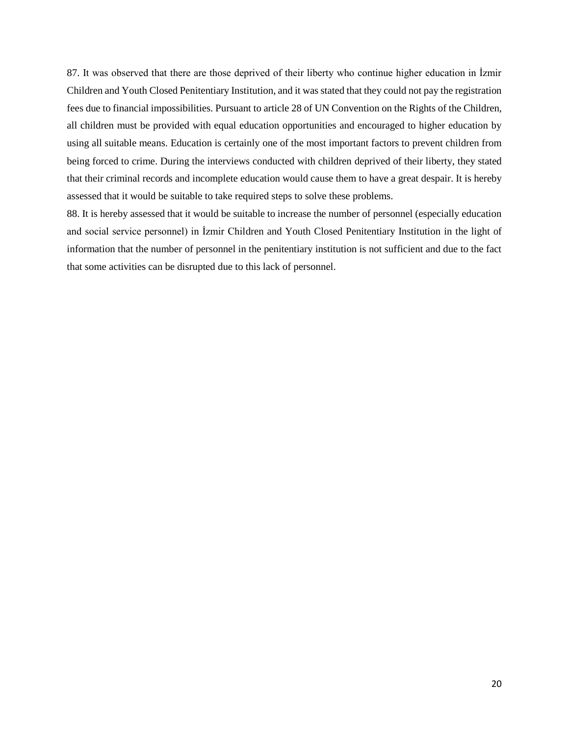87. It was observed that there are those deprived of their liberty who continue higher education in İzmir Children and Youth Closed Penitentiary Institution, and it was stated that they could not pay the registration fees due to financial impossibilities. Pursuant to article 28 of UN Convention on the Rights of the Children, all children must be provided with equal education opportunities and encouraged to higher education by using all suitable means. Education is certainly one of the most important factors to prevent children from being forced to crime. During the interviews conducted with children deprived of their liberty, they stated that their criminal records and incomplete education would cause them to have a great despair. It is hereby assessed that it would be suitable to take required steps to solve these problems.

88. It is hereby assessed that it would be suitable to increase the number of personnel (especially education and social service personnel) in İzmir Children and Youth Closed Penitentiary Institution in the light of information that the number of personnel in the penitentiary institution is not sufficient and due to the fact that some activities can be disrupted due to this lack of personnel.